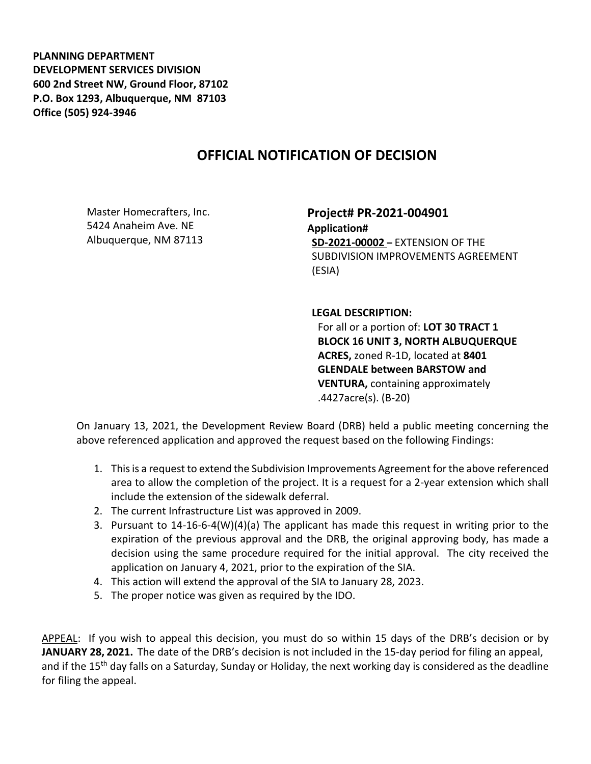**PLANNING DEPARTMENT**
**DEVELOPMENT SERVICES DIVISION**
**600 2nd Street NW, Ground Floor, 87102**
**P.O. Box 1293, Albuquerque, NM 87103**
**Office (505) 924-3946**

# OFFICIAL NOTIFICATION OF DECISION

Master Homecrafters, Inc.
5424 Anaheim Ave. NE
Albuquerque, NM 87113

**Project# PR-2021-004901**
**Application#**
**SD-2021-00002 –** EXTENSION OF THE SUBDIVISION IMPROVEMENTS AGREEMENT (ESIA)

**LEGAL DESCRIPTION:**
For all or a portion of: **LOT 30 TRACT 1 BLOCK 16 UNIT 3, NORTH ALBUQUERQUE ACRES,** zoned R-1D, located at **8401 GLENDALE between BARSTOW and VENTURA,** containing approximately .4427acre(s). (B-20)

On January 13, 2021, the Development Review Board (DRB) held a public meeting concerning the above referenced application and approved the request based on the following Findings:

1. This is a request to extend the Subdivision Improvements Agreement for the above referenced area to allow the completion of the project. It is a request for a 2-year extension which shall include the extension of the sidewalk deferral.
2. The current Infrastructure List was approved in 2009.
3. Pursuant to 14-16-6-4(W)(4)(a) The applicant has made this request in writing prior to the expiration of the previous approval and the DRB, the original approving body, has made a decision using the same procedure required for the initial approval. The city received the application on January 4, 2021, prior to the expiration of the SIA.
4. This action will extend the approval of the SIA to January 28, 2023.
5. The proper notice was given as required by the IDO.

APPEAL: If you wish to appeal this decision, you must do so within 15 days of the DRB's decision or by **JANUARY 28, 2021.** The date of the DRB's decision is not included in the 15-day period for filing an appeal, and if the 15th day falls on a Saturday, Sunday or Holiday, the next working day is considered as the deadline for filing the appeal.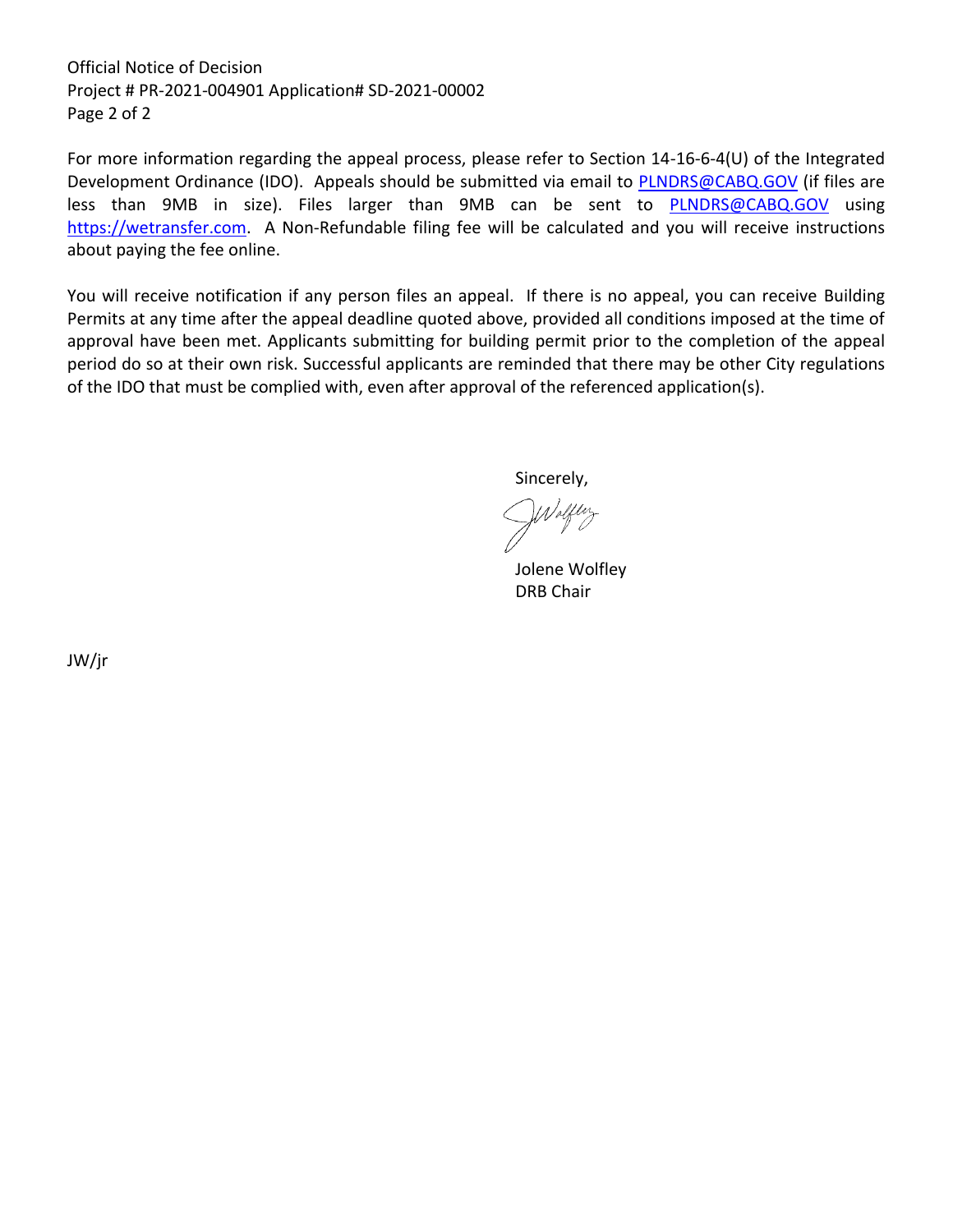For more information regarding the appeal process, please refer to Section 14-16-6-4(U) of the Integrated Development Ordinance (IDO). Appeals should be submitted via email to PLNDRS@CABQ.GOV (if files are less than 9MB in size). Files larger than 9MB can be sent to PLNDRS@CABQ.GOV using https://wetransfer.com. A Non-Refundable filing fee will be calculated and you will receive instructions about paying the fee online.

You will receive notification if any person files an appeal. If there is no appeal, you can receive Building Permits at any time after the appeal deadline quoted above, provided all conditions imposed at the time of approval have been met. Applicants submitting for building permit prior to the completion of the appeal period do so at their own risk. Successful applicants are reminded that there may be other City regulations of the IDO that must be complied with, even after approval of the referenced application(s).

Sincerely,

Jolene Wolfley
DRB Chair

JW/jr